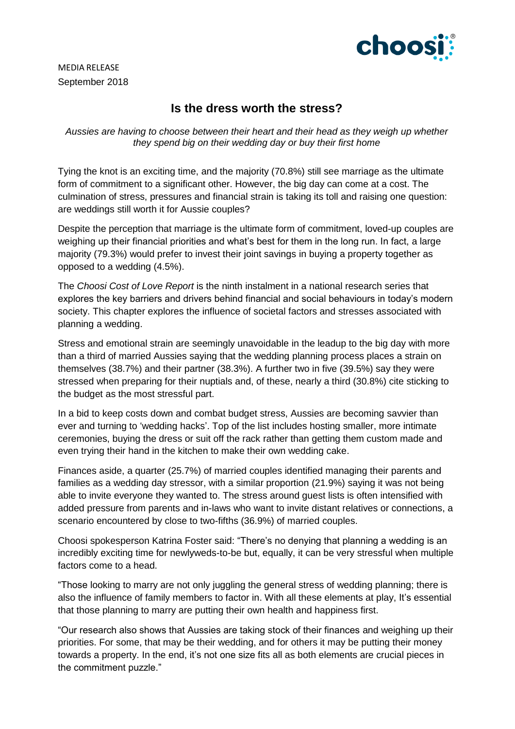MEDIA RELEASE
September 2018

# Is the dress worth the stress?

*Aussies are having to choose between their heart and their head as they weigh up whether they spend big on their wedding day or buy their first home*

Tying the knot is an exciting time, and the majority (70.8%) still see marriage as the ultimate form of commitment to a significant other. However, the big day can come at a cost. The culmination of stress, pressures and financial strain is taking its toll and raising one question: are weddings still worth it for Aussie couples?

Despite the perception that marriage is the ultimate form of commitment, loved-up couples are weighing up their financial priorities and what's best for them in the long run. In fact, a large majority (79.3%) would prefer to invest their joint savings in buying a property together as opposed to a wedding (4.5%).

The *Choosi Cost of Love Report* is the ninth instalment in a national research series that explores the key barriers and drivers behind financial and social behaviours in today's modern society. This chapter explores the influence of societal factors and stresses associated with planning a wedding.

Stress and emotional strain are seemingly unavoidable in the leadup to the big day with more than a third of married Aussies saying that the wedding planning process places a strain on themselves (38.7%) and their partner (38.3%). A further two in five (39.5%) say they were stressed when preparing for their nuptials and, of these, nearly a third (30.8%) cite sticking to the budget as the most stressful part.

In a bid to keep costs down and combat budget stress, Aussies are becoming savvier than ever and turning to 'wedding hacks'. Top of the list includes hosting smaller, more intimate ceremonies, buying the dress or suit off the rack rather than getting them custom made and even trying their hand in the kitchen to make their own wedding cake.

Finances aside, a quarter (25.7%) of married couples identified managing their parents and families as a wedding day stressor, with a similar proportion (21.9%) saying it was not being able to invite everyone they wanted to. The stress around guest lists is often intensified with added pressure from parents and in-laws who want to invite distant relatives or connections, a scenario encountered by close to two-fifths (36.9%) of married couples.

Choosi spokesperson Katrina Foster said: "There's no denying that planning a wedding is an incredibly exciting time for newlyweds-to-be but, equally, it can be very stressful when multiple factors come to a head.

"Those looking to marry are not only juggling the general stress of wedding planning; there is also the influence of family members to factor in. With all these elements at play, It's essential that those planning to marry are putting their own health and happiness first.

"Our research also shows that Aussies are taking stock of their finances and weighing up their priorities. For some, that may be their wedding, and for others it may be putting their money towards a property. In the end, it's not one size fits all as both elements are crucial pieces in the commitment puzzle."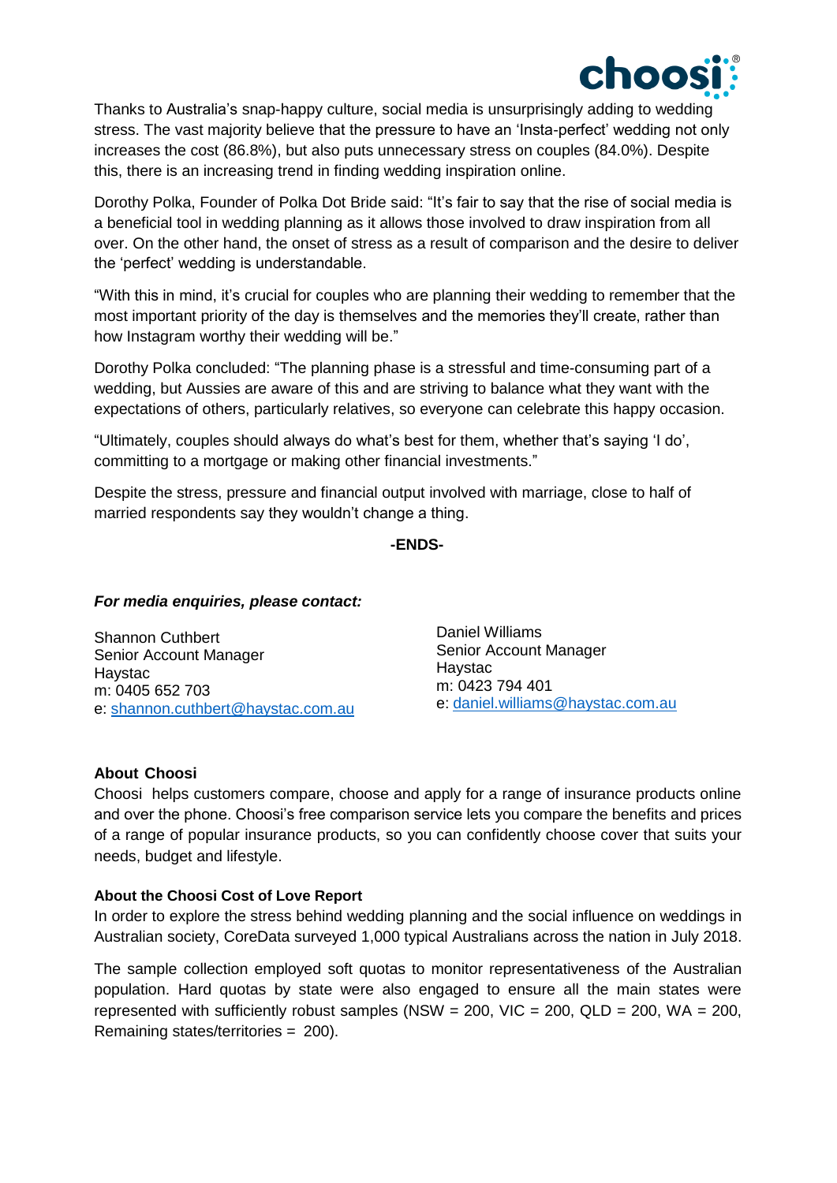Thanks to Australia's snap-happy culture, social media is unsurprisingly adding to wedding stress. The vast majority believe that the pressure to have an 'Insta-perfect' wedding not only increases the cost (86.8%), but also puts unnecessary stress on couples (84.0%). Despite this, there is an increasing trend in finding wedding inspiration online.

Dorothy Polka, Founder of Polka Dot Bride said: "It's fair to say that the rise of social media is a beneficial tool in wedding planning as it allows those involved to draw inspiration from all over. On the other hand, the onset of stress as a result of comparison and the desire to deliver the 'perfect' wedding is understandable.

"With this in mind, it's crucial for couples who are planning their wedding to remember that the most important priority of the day is themselves and the memories they'll create, rather than how Instagram worthy their wedding will be."

Dorothy Polka concluded: "The planning phase is a stressful and time-consuming part of a wedding, but Aussies are aware of this and are striving to balance what they want with the expectations of others, particularly relatives, so everyone can celebrate this happy occasion.

"Ultimately, couples should always do what's best for them, whether that's saying 'I do', committing to a mortgage or making other financial investments."

Despite the stress, pressure and financial output involved with marriage, close to half of married respondents say they wouldn't change a thing.

**-ENDS-**

***For media enquiries, please contact:***

Shannon Cuthbert
Senior Account Manager
Haystac
m: 0405 652 703
e: shannon.cuthbert@haystac.com.au

Daniel Williams
Senior Account Manager
Haystac
m: 0423 794 401
e: daniel.williams@haystac.com.au

**About Choosi**

Choosi helps customers compare, choose and apply for a range of insurance products online and over the phone. Choosi's free comparison service lets you compare the benefits and prices of a range of popular insurance products, so you can confidently choose cover that suits your needs, budget and lifestyle.

**About the Choosi Cost of Love Report**

In order to explore the stress behind wedding planning and the social influence on weddings in Australian society, CoreData surveyed 1,000 typical Australians across the nation in July 2018.

The sample collection employed soft quotas to monitor representativeness of the Australian population. Hard quotas by state were also engaged to ensure all the main states were represented with sufficiently robust samples (NSW = 200, VIC = 200, QLD = 200, WA = 200, Remaining states/territories = 200).